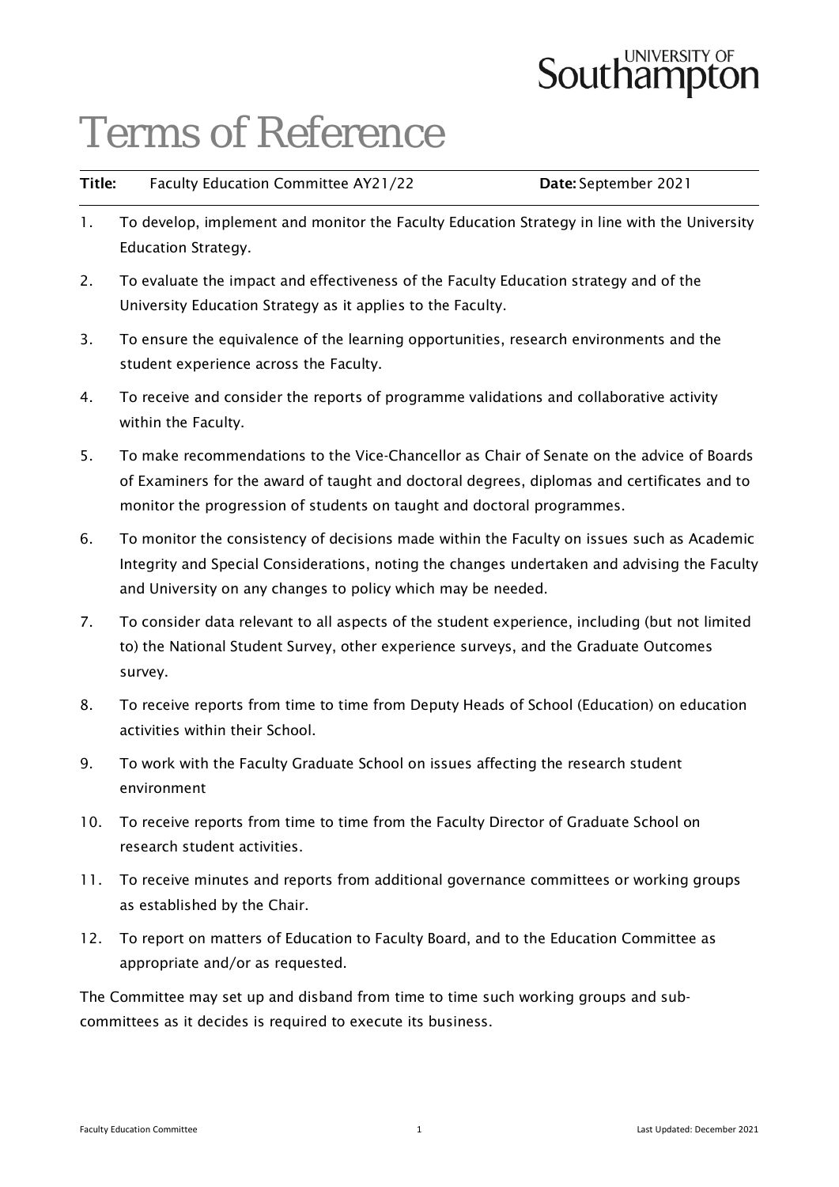# Terms of Reference

**Title:** Faculty Education Committee AY21/22 **Date:** September 2021

1. To develop, implement and monitor the Faculty Education Strategy in line with the University Education Strategy.
2. To evaluate the impact and effectiveness of the Faculty Education strategy and of the University Education Strategy as it applies to the Faculty.
3. To ensure the equivalence of the learning opportunities, research environments and the student experience across the Faculty.
4. To receive and consider the reports of programme validations and collaborative activity within the Faculty.
5. To make recommendations to the Vice-Chancellor as Chair of Senate on the advice of Boards of Examiners for the award of taught and doctoral degrees, diplomas and certificates and to monitor the progression of students on taught and doctoral programmes.
6. To monitor the consistency of decisions made within the Faculty on issues such as Academic Integrity and Special Considerations, noting the changes undertaken and advising the Faculty and University on any changes to policy which may be needed.
7. To consider data relevant to all aspects of the student experience, including (but not limited to) the National Student Survey, other experience surveys, and the Graduate Outcomes survey.
8. To receive reports from time to time from Deputy Heads of School (Education) on education activities within their School.
9. To work with the Faculty Graduate School on issues affecting the research student environment
10. To receive reports from time to time from the Faculty Director of Graduate School on research student activities.
11. To receive minutes and reports from additional governance committees or working groups as established by the Chair.
12. To report on matters of Education to Faculty Board, and to the Education Committee as appropriate and/or as requested.

The Committee may set up and disband from time to time such working groups and sub-committees as it decides is required to execute its business.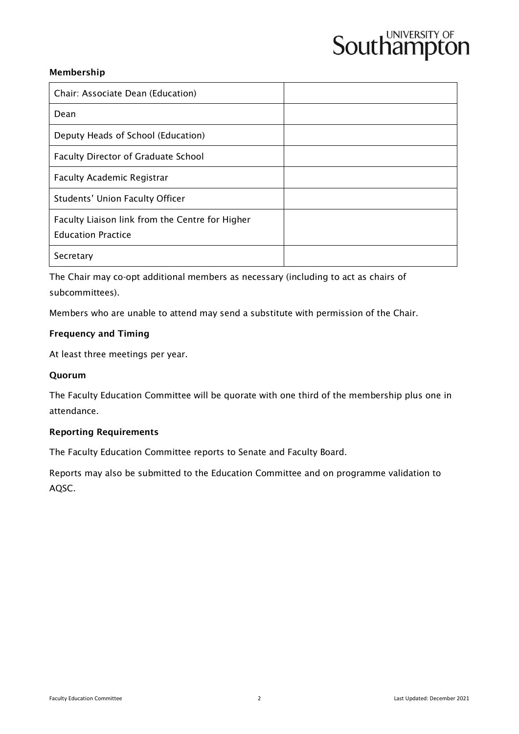### Membership

| | |
|---|---|
| Chair: Associate Dean (Education) | |
| Dean | |
| Deputy Heads of School (Education) | |
| Faculty Director of Graduate School | |
| Faculty Academic Registrar | |
| Students' Union Faculty Officer | |
| Faculty Liaison link from the Centre for Higher Education Practice | |
| Secretary | |

The Chair may co-opt additional members as necessary (including to act as chairs of subcommittees).

Members who are unable to attend may send a substitute with permission of the Chair.

### Frequency and Timing

At least three meetings per year.

### Quorum

The Faculty Education Committee will be quorate with one third of the membership plus one in attendance.

### Reporting Requirements

The Faculty Education Committee reports to Senate and Faculty Board.

Reports may also be submitted to the Education Committee and on programme validation to AQSC.